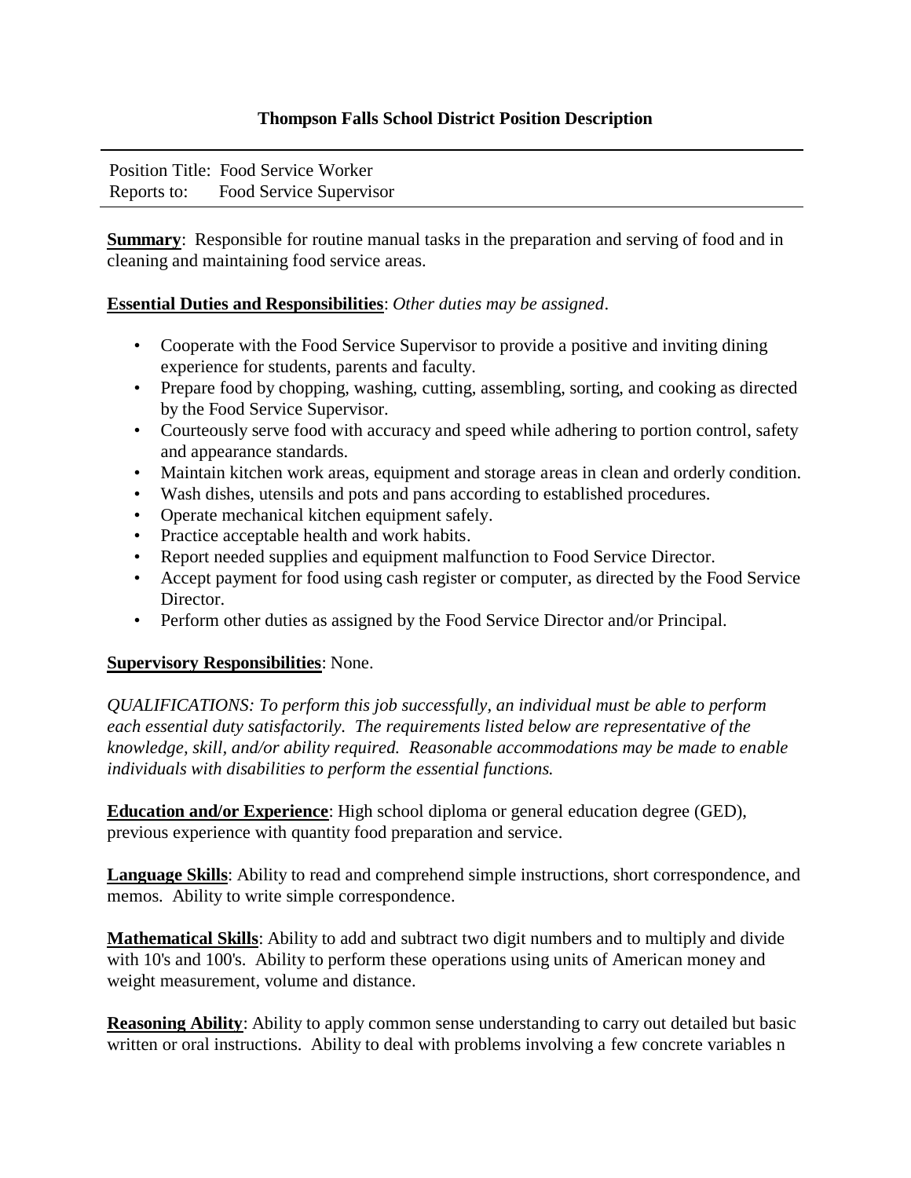## Thompson Falls School District Position Description

---

Position Title: Food Service Worker
Reports to: Food Service Supervisor

---

**Summary**: Responsible for routine manual tasks in the preparation and serving of food and in cleaning and maintaining food service areas.

**Essential Duties and Responsibilities**: *Other duties may be assigned*.

- Cooperate with the Food Service Supervisor to provide a positive and inviting dining experience for students, parents and faculty.
- Prepare food by chopping, washing, cutting, assembling, sorting, and cooking as directed by the Food Service Supervisor.
- Courteously serve food with accuracy and speed while adhering to portion control, safety and appearance standards.
- Maintain kitchen work areas, equipment and storage areas in clean and orderly condition.
- Wash dishes, utensils and pots and pans according to established procedures.
- Operate mechanical kitchen equipment safely.
- Practice acceptable health and work habits.
- Report needed supplies and equipment malfunction to Food Service Director.
- Accept payment for food using cash register or computer, as directed by the Food Service Director.
- Perform other duties as assigned by the Food Service Director and/or Principal.

**Supervisory Responsibilities**: None.

*QUALIFICATIONS: To perform this job successfully, an individual must be able to perform each essential duty satisfactorily. The requirements listed below are representative of the knowledge, skill, and/or ability required. Reasonable accommodations may be made to enable individuals with disabilities to perform the essential functions.*

**Education and/or Experience**: High school diploma or general education degree (GED), previous experience with quantity food preparation and service.

**Language Skills**: Ability to read and comprehend simple instructions, short correspondence, and memos. Ability to write simple correspondence.

**Mathematical Skills**: Ability to add and subtract two digit numbers and to multiply and divide with 10's and 100's. Ability to perform these operations using units of American money and weight measurement, volume and distance.

**Reasoning Ability**: Ability to apply common sense understanding to carry out detailed but basic written or oral instructions. Ability to deal with problems involving a few concrete variables n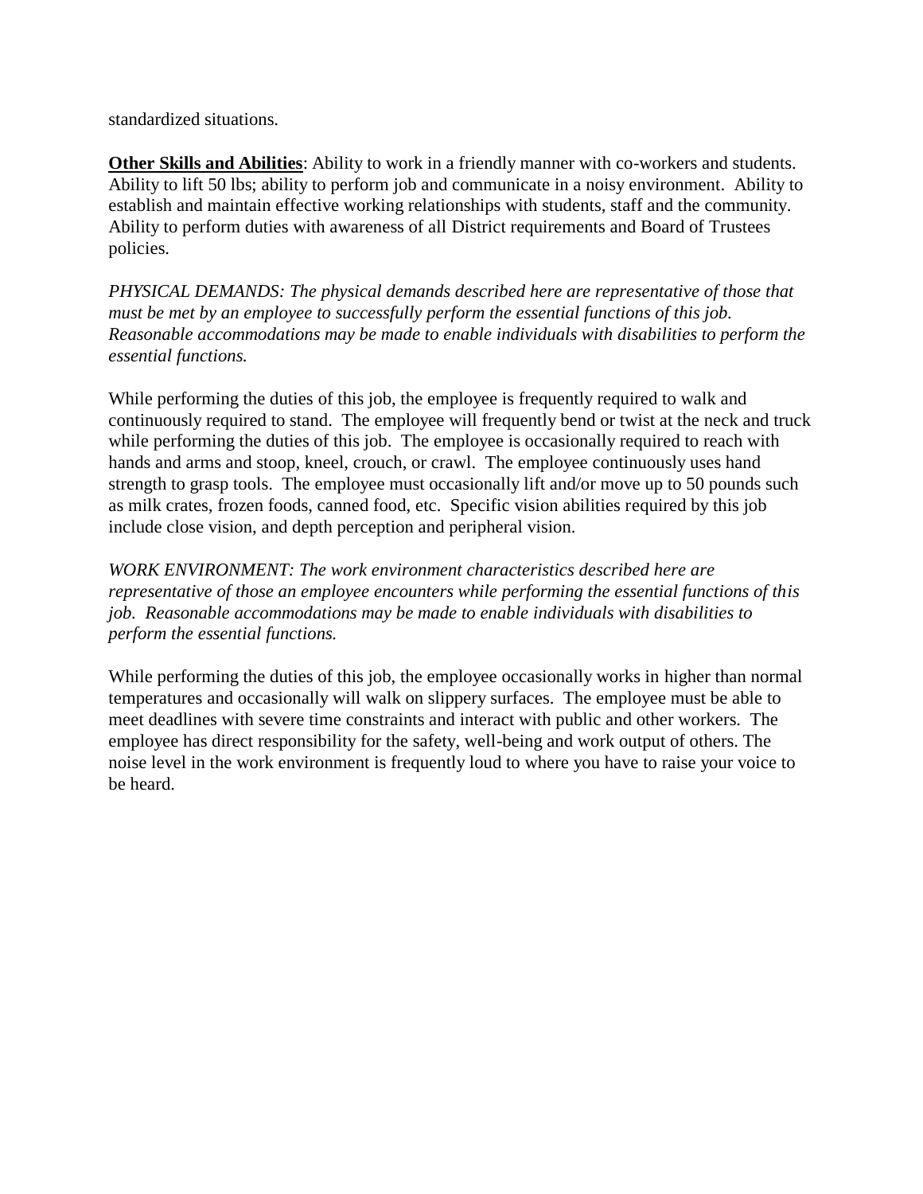standardized situations.

**Other Skills and Abilities**: Ability to work in a friendly manner with co-workers and students. Ability to lift 50 lbs; ability to perform job and communicate in a noisy environment. Ability to establish and maintain effective working relationships with students, staff and the community. Ability to perform duties with awareness of all District requirements and Board of Trustees policies.

*PHYSICAL DEMANDS: The physical demands described here are representative of those that must be met by an employee to successfully perform the essential functions of this job. Reasonable accommodations may be made to enable individuals with disabilities to perform the essential functions.*

While performing the duties of this job, the employee is frequently required to walk and continuously required to stand. The employee will frequently bend or twist at the neck and truck while performing the duties of this job. The employee is occasionally required to reach with hands and arms and stoop, kneel, crouch, or crawl. The employee continuously uses hand strength to grasp tools. The employee must occasionally lift and/or move up to 50 pounds such as milk crates, frozen foods, canned food, etc. Specific vision abilities required by this job include close vision, and depth perception and peripheral vision.

*WORK ENVIRONMENT: The work environment characteristics described here are representative of those an employee encounters while performing the essential functions of this job. Reasonable accommodations may be made to enable individuals with disabilities to perform the essential functions.*

While performing the duties of this job, the employee occasionally works in higher than normal temperatures and occasionally will walk on slippery surfaces. The employee must be able to meet deadlines with severe time constraints and interact with public and other workers. The employee has direct responsibility for the safety, well-being and work output of others. The noise level in the work environment is frequently loud to where you have to raise your voice to be heard.